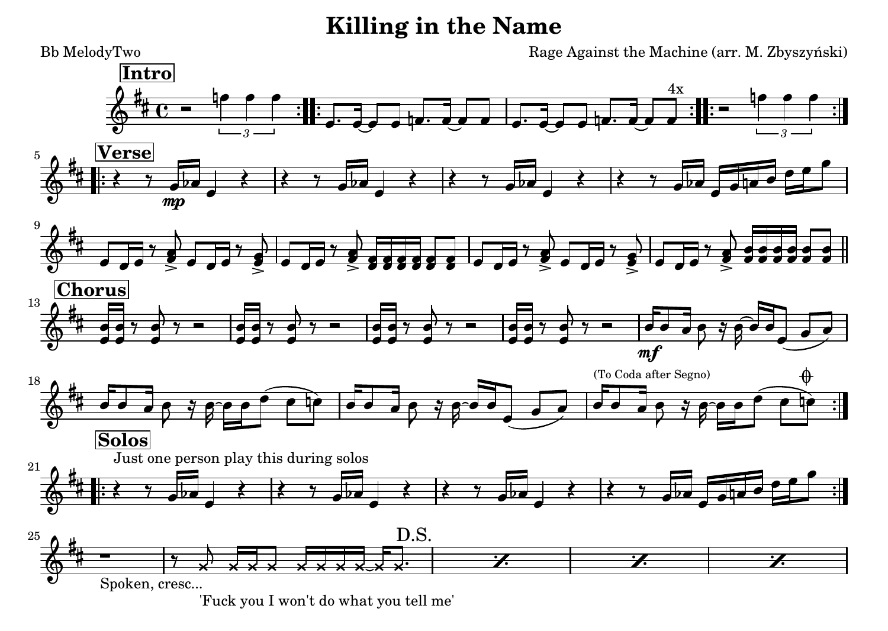# Killing in the Name

Bb MelodyTwo

Rage Against the Machine (arr. M. Zbyszyński)

**Intro**

4x

**Verse**

*mp*

**Chorus**

*mf*

(To Coda after Segno)

**Solos**

Just one person play this during solos

Spoken, cresc...

D.S.

'Fuck you I won't do what you tell me'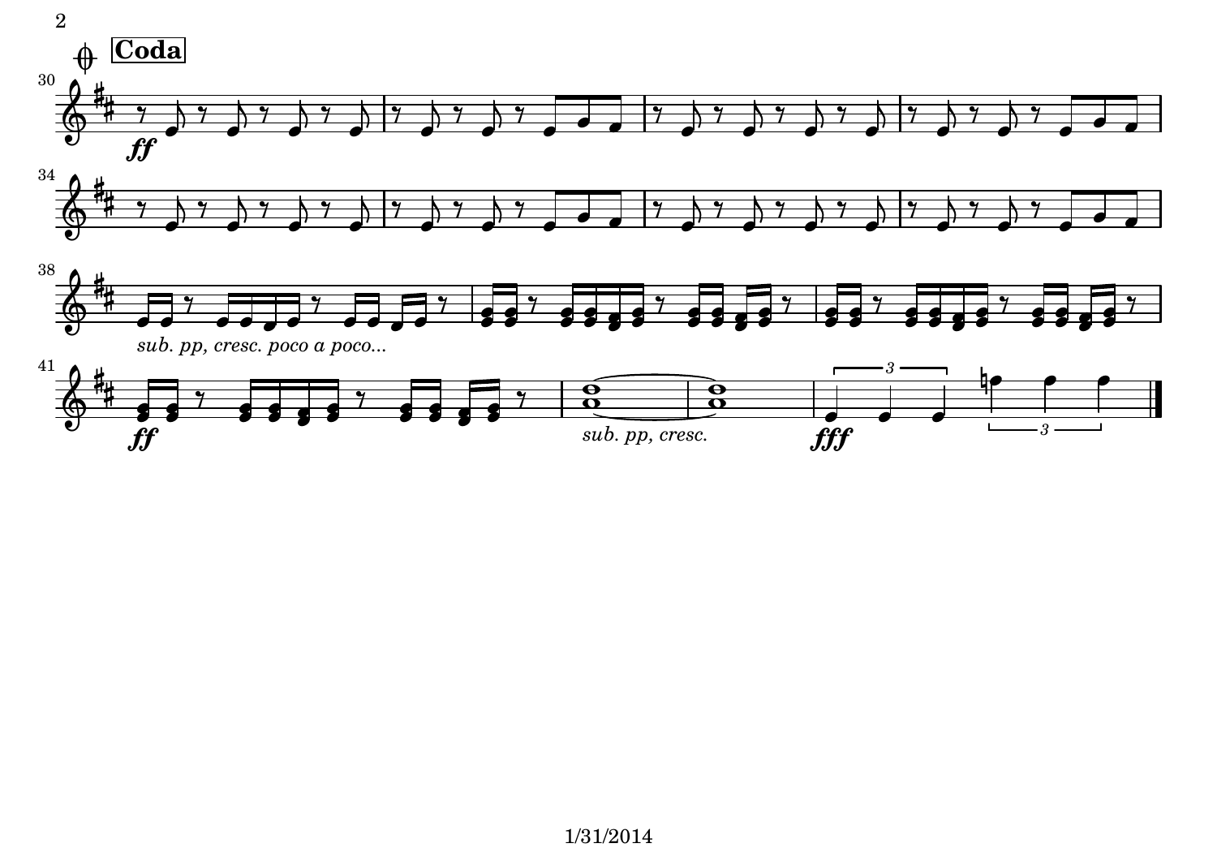**Coda**

*sub. pp, cresc. poco a poco...*

*sub. pp, cresc.*